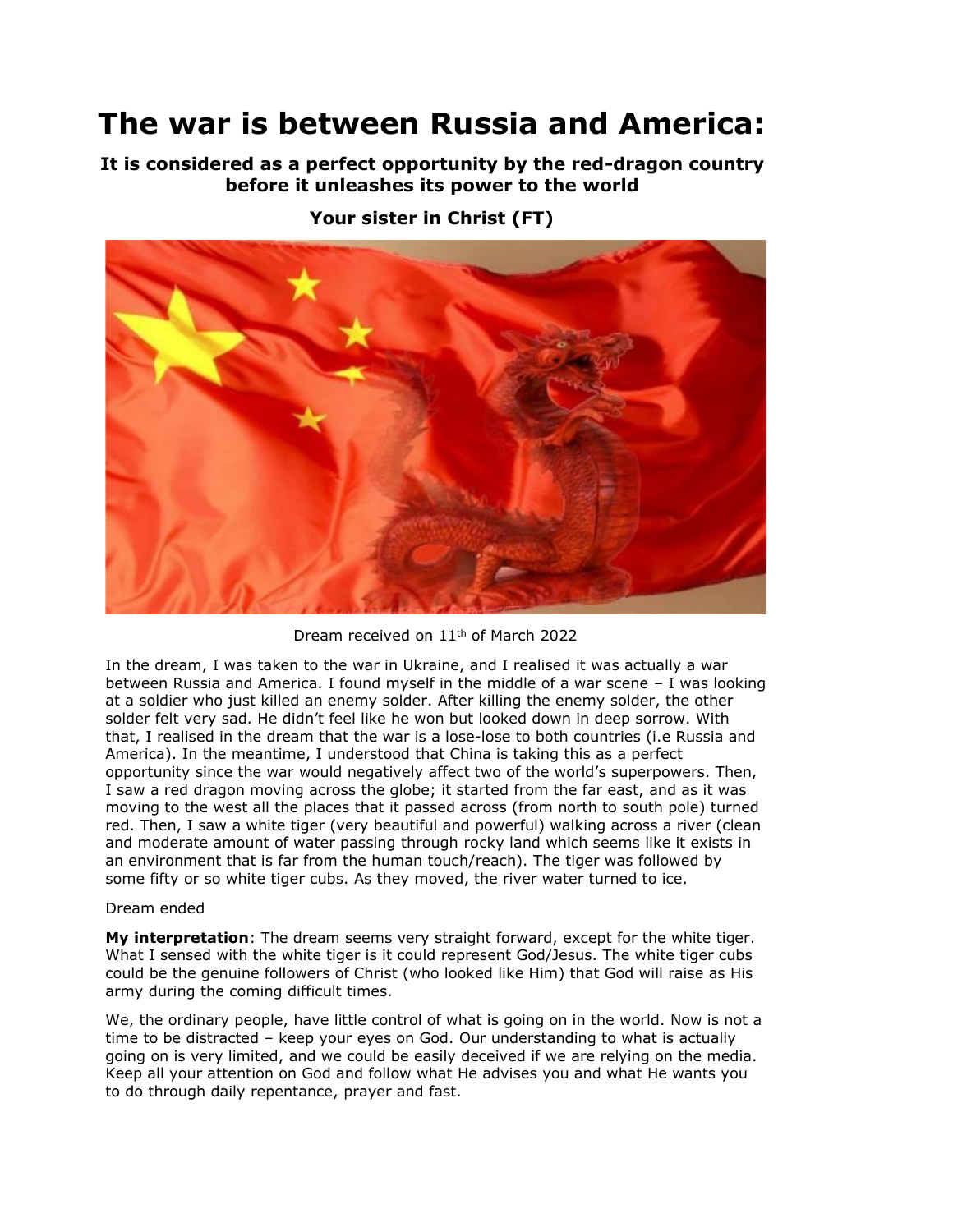# The war is between Russia and America:

### It is considered as a perfect opportunity by the red-dragon country before it unleashes its power to the world

### Your sister in Christ (FT)

Dream received on 11th of March 2022

In the dream, I was taken to the war in Ukraine, and I realised it was actually a war between Russia and America. I found myself in the middle of a war scene – I was looking at a soldier who just killed an enemy solder. After killing the enemy solder, the other solder felt very sad. He didn't feel like he won but looked down in deep sorrow. With that, I realised in the dream that the war is a lose-lose to both countries (i.e Russia and America). In the meantime, I understood that China is taking this as a perfect opportunity since the war would negatively affect two of the world's superpowers. Then, I saw a red dragon moving across the globe; it started from the far east, and as it was moving to the west all the places that it passed across (from north to south pole) turned red. Then, I saw a white tiger (very beautiful and powerful) walking across a river (clean and moderate amount of water passing through rocky land which seems like it exists in an environment that is far from the human touch/reach). The tiger was followed by some fifty or so white tiger cubs. As they moved, the river water turned to ice.

Dream ended

**My interpretation**: The dream seems very straight forward, except for the white tiger. What I sensed with the white tiger is it could represent God/Jesus. The white tiger cubs could be the genuine followers of Christ (who looked like Him) that God will raise as His army during the coming difficult times.

We, the ordinary people, have little control of what is going on in the world. Now is not a time to be distracted – keep your eyes on God. Our understanding to what is actually going on is very limited, and we could be easily deceived if we are relying on the media. Keep all your attention on God and follow what He advises you and what He wants you to do through daily repentance, prayer and fast.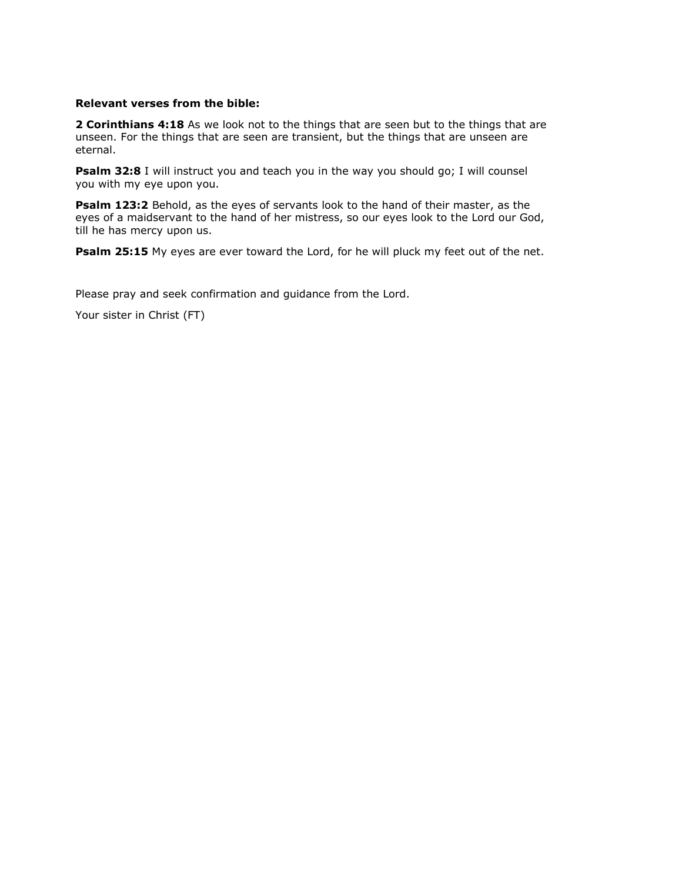**Relevant verses from the bible:**

**2 Corinthians 4:18** As we look not to the things that are seen but to the things that are unseen. For the things that are seen are transient, but the things that are unseen are eternal.

**Psalm 32:8** I will instruct you and teach you in the way you should go; I will counsel you with my eye upon you.

**Psalm 123:2** Behold, as the eyes of servants look to the hand of their master, as the eyes of a maidservant to the hand of her mistress, so our eyes look to the Lord our God, till he has mercy upon us.

**Psalm 25:15** My eyes are ever toward the Lord, for he will pluck my feet out of the net.

Please pray and seek confirmation and guidance from the Lord.

Your sister in Christ (FT)